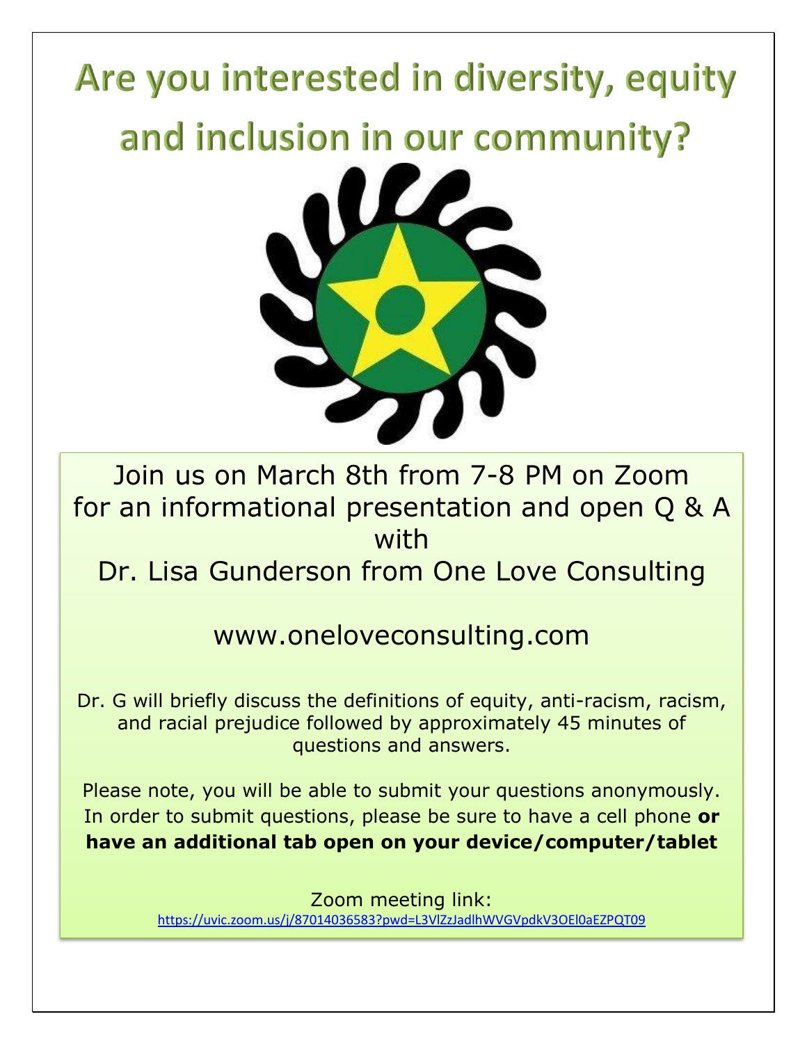# Are you interested in diversity, equity and inclusion in our community?

Join us on March 8th from 7-8 PM on Zoom for an informational presentation and open Q & A with

Dr. Lisa Gunderson from One Love Consulting

www.oneloveconsulting.com

Dr. G will briefly discuss the definitions of equity, anti-racism, racism, and racial prejudice followed by approximately 45 minutes of questions and answers.

Please note, you will be able to submit your questions anonymously. In order to submit questions, please be sure to have a cell phone **or have an additional tab open on your device/computer/tablet**

Zoom meeting link:
https://uvic.zoom.us/j/87014036583?pwd=L3VlZzJadlhWVGVpdkV3OEl0aEZPQT09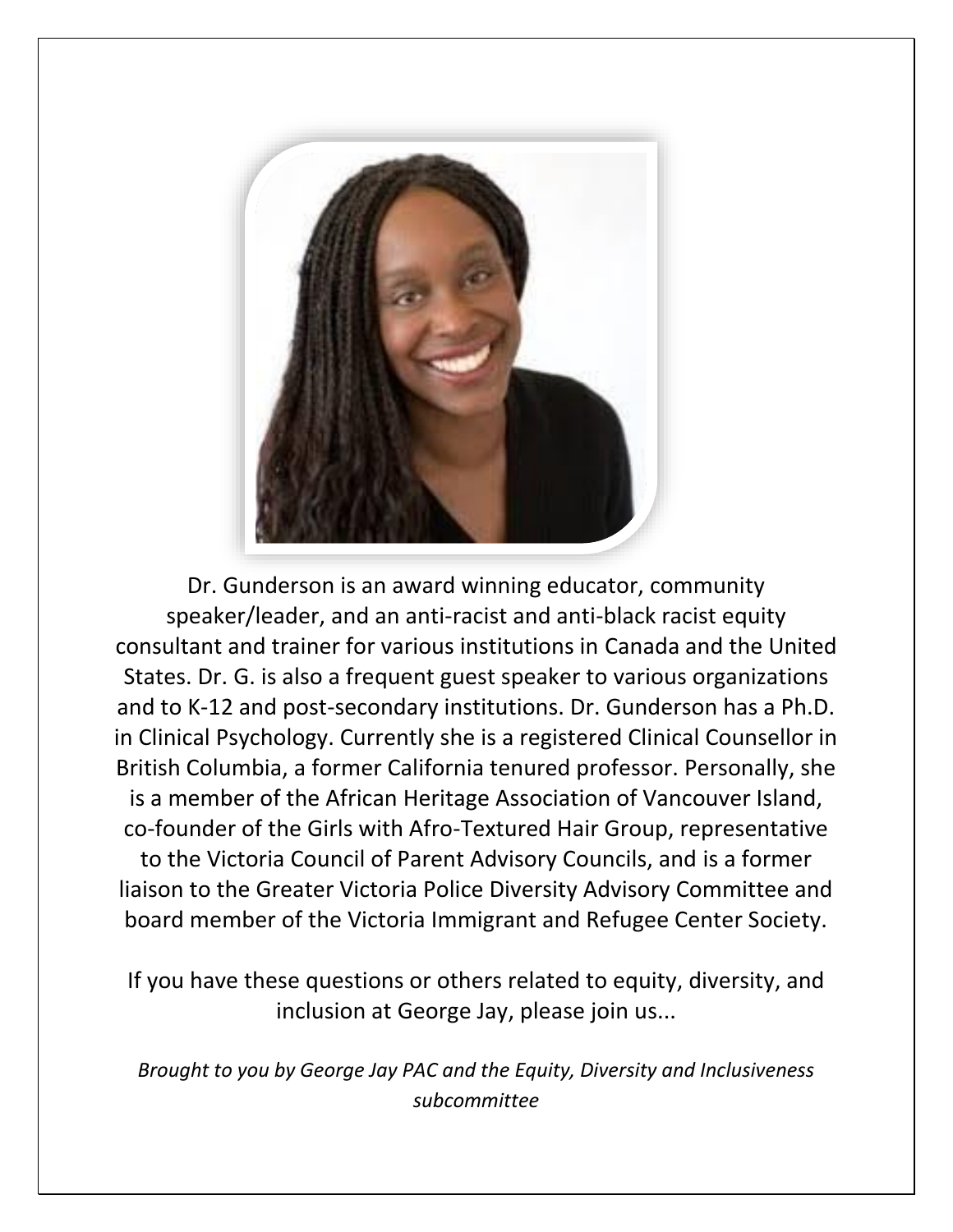Dr. Gunderson is an award winning educator, community speaker/leader, and an anti-racist and anti-black racist equity consultant and trainer for various institutions in Canada and the United States. Dr. G. is also a frequent guest speaker to various organizations and to K-12 and post-secondary institutions. Dr. Gunderson has a Ph.D. in Clinical Psychology. Currently she is a registered Clinical Counsellor in British Columbia, a former California tenured professor. Personally, she is a member of the African Heritage Association of Vancouver Island, co-founder of the Girls with Afro-Textured Hair Group, representative to the Victoria Council of Parent Advisory Councils, and is a former liaison to the Greater Victoria Police Diversity Advisory Committee and board member of the Victoria Immigrant and Refugee Center Society.

If you have these questions or others related to equity, diversity, and inclusion at George Jay, please join us...

*Brought to you by George Jay PAC and the Equity, Diversity and Inclusiveness subcommittee*